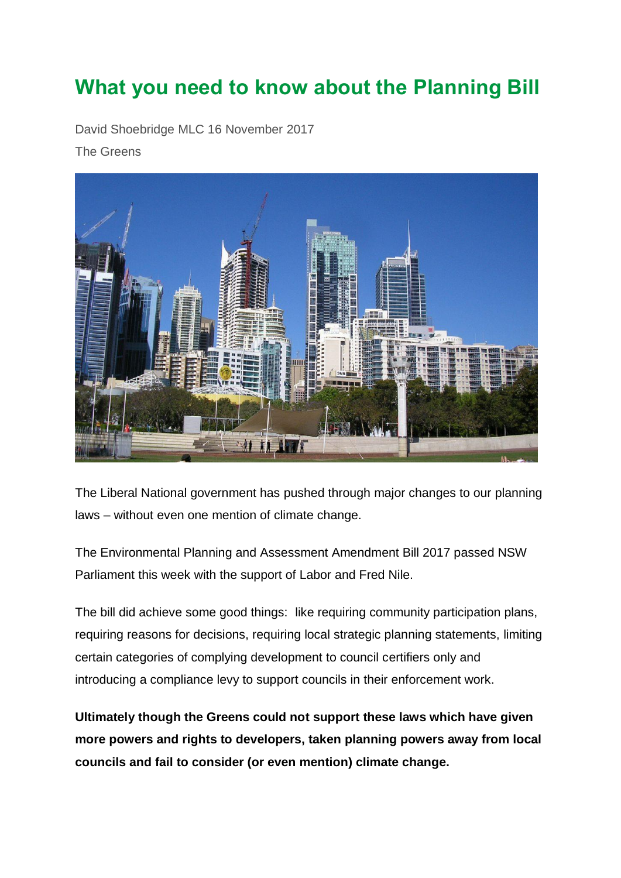# What you need to know about the Planning Bill

David Shoebridge MLC 16 November 2017

The Greens

The Liberal National government has pushed through major changes to our planning laws – without even one mention of climate change.

The Environmental Planning and Assessment Amendment Bill 2017 passed NSW Parliament this week with the support of Labor and Fred Nile.

The bill did achieve some good things: like requiring community participation plans, requiring reasons for decisions, requiring local strategic planning statements, limiting certain categories of complying development to council certifiers only and introducing a compliance levy to support councils in their enforcement work.

**Ultimately though the Greens could not support these laws which have given more powers and rights to developers, taken planning powers away from local councils and fail to consider (or even mention) climate change.**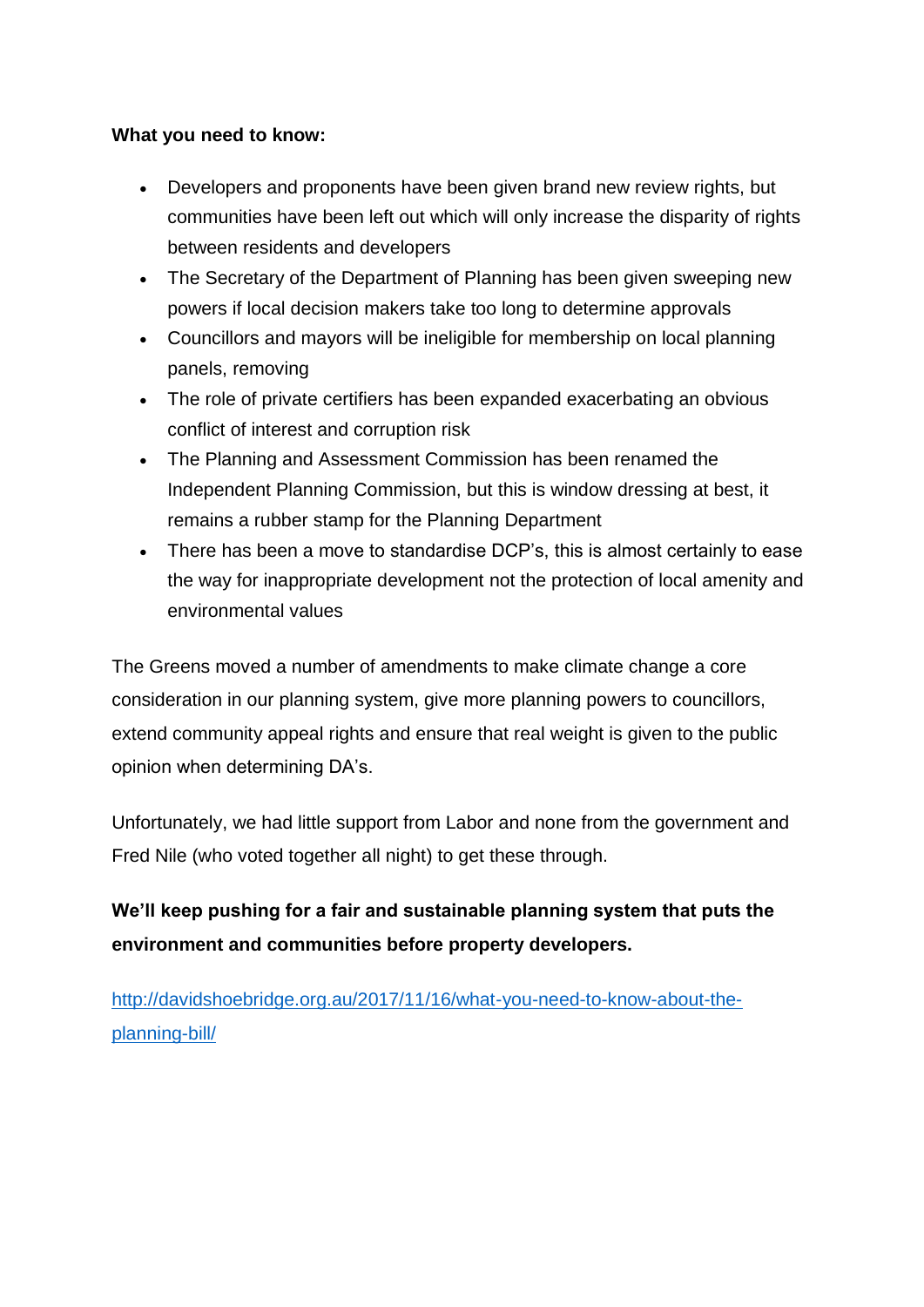**What you need to know:**

- Developers and proponents have been given brand new review rights, but communities have been left out which will only increase the disparity of rights between residents and developers
- The Secretary of the Department of Planning has been given sweeping new powers if local decision makers take too long to determine approvals
- Councillors and mayors will be ineligible for membership on local planning panels, removing
- The role of private certifiers has been expanded exacerbating an obvious conflict of interest and corruption risk
- The Planning and Assessment Commission has been renamed the Independent Planning Commission, but this is window dressing at best, it remains a rubber stamp for the Planning Department
- There has been a move to standardise DCP's, this is almost certainly to ease the way for inappropriate development not the protection of local amenity and environmental values

The Greens moved a number of amendments to make climate change a core consideration in our planning system, give more planning powers to councillors, extend community appeal rights and ensure that real weight is given to the public opinion when determining DA's.

Unfortunately, we had little support from Labor and none from the government and Fred Nile (who voted together all night) to get these through.

**We'll keep pushing for a fair and sustainable planning system that puts the environment and communities before property developers.**

[http://davidshoebridge.org.au/2017/11/16/what-you-need-to-know-about-the-planning-bill/](http://davidshoebridge.org.au/2017/11/16/what-you-need-to-know-about-the-planning-bill/)